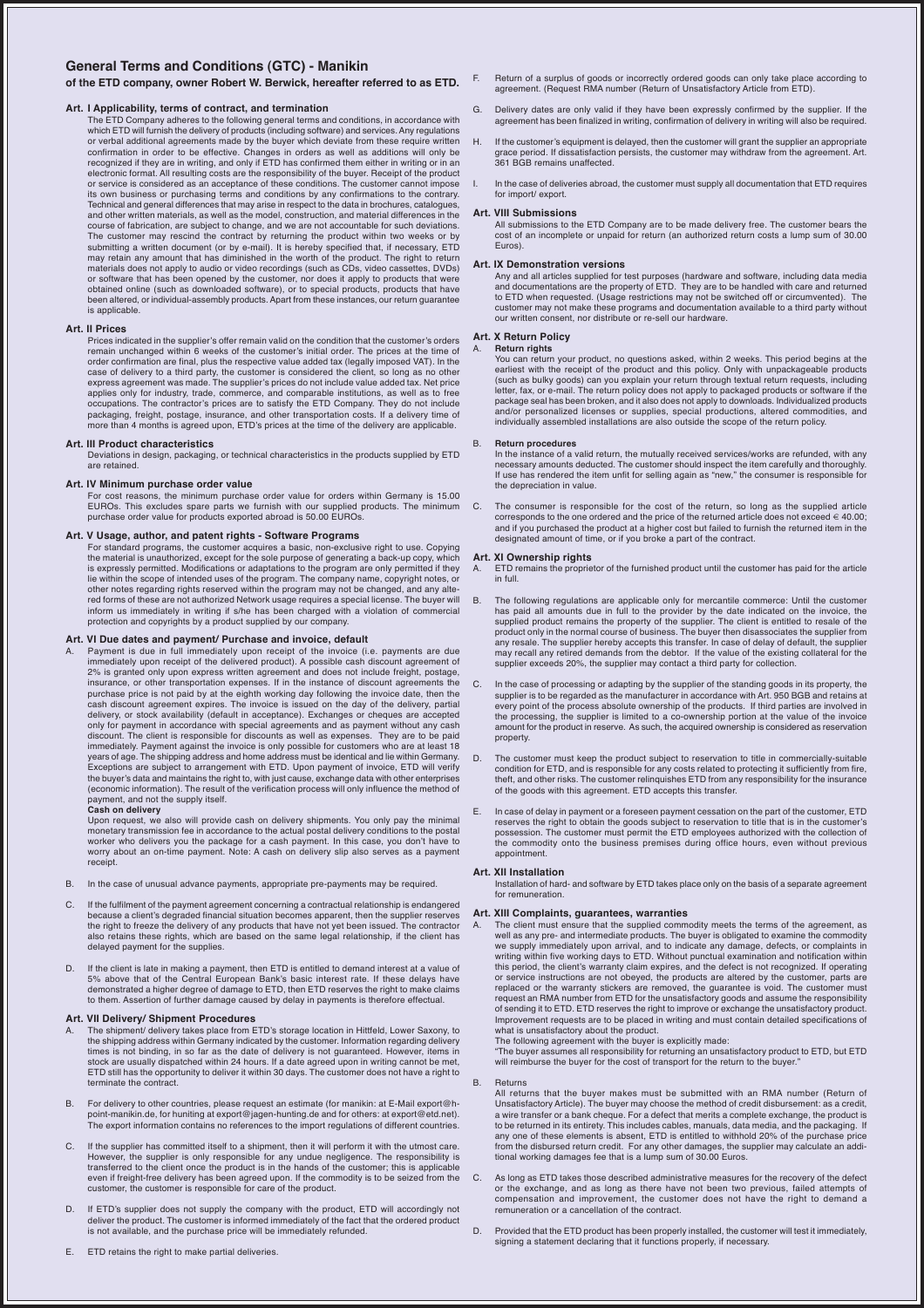# General Terms and Conditions (GTC) - Manikin

**of the ETD company, owner Robert W. Berwick, hereafter referred to as ETD.**

## Art. I Applicability, terms of contract, and termination

The ETD Company adheres to the following general terms and conditions, in accordance with which ETD will furnish the delivery of products (including software) and services. Any regulations or verbal additional agreements made by the buyer which deviate from these require written confirmation in order to be effective. Changes in orders as well as additions will only be recognized if they are in writing, and only if ETD has confirmed them either in writing or in an electronic format. All resulting costs are the responsibility of the buyer. Receipt of the product or service is considered as an acceptance of these conditions. The customer cannot impose its own business or purchasing terms and conditions by any confirmations to the contrary. Technical and general differences that may arise in respect to the data in brochures, catalogues, and other written materials, as well as the model, construction, and material differences in the course of fabrication, are subject to change, and we are not accountable for such deviations. The customer may rescind the contract by returning the product within two weeks or by submitting a written document (or by e-mail). It is hereby specified that, if necessary, ETD may retain any amount that has diminished in the worth of the product. The right to return materials does not apply to audio or video recordings (such as CDs, video cassettes, DVDs) or software that has been opened by the customer, nor does it apply to products that were obtained online (such as downloaded software), or to special products, products that have been altered, or individual-assembly products. Apart from these instances, our return guarantee is applicable.

## Art. II Prices

Prices indicated in the supplier's offer remain valid on the condition that the customer's orders remain unchanged within 6 weeks of the customer's initial order. The prices at the time of order confirmation are final, plus the respective value added tax (legally imposed VAT). In the case of delivery to a third party, the customer is considered the client, so long as no other express agreement was made. The supplier's prices do not include value added tax. Net price applies only for industry, trade, commerce, and comparable institutions, as well as to free occupations. The contractor's prices are to satisfy the ETD Company. They do not include packaging, freight, postage, insurance, and other transportation costs. If a delivery time of more than 4 months is agreed upon, ETD's prices at the time of the delivery are applicable.

## Art. III Product characteristics

Deviations in design, packaging, or technical characteristics in the products supplied by ETD are retained.

## Art. IV Minimum purchase order value

For cost reasons, the minimum purchase order value for orders within Germany is 15.00 EUROs. This excludes spare parts we furnish with our supplied products. The minimum purchase order value for products exported abroad is 50.00 EUROs.

## Art. V Usage, author, and patent rights - Software Programs

For standard programs, the customer acquires a basic, non-exclusive right to use. Copying the material is unauthorized, except for the sole purpose of generating a back-up copy, which is expressly permitted. Modifications or adaptations to the program are only permitted if they lie within the scope of intended uses of the program. The company name, copyright notes, or other notes regarding rights reserved within the program may not be changed, and any altered forms of these are not authorized Network usage requires a special license. The buyer will inform us immediately in writing if s/he has been charged with a violation of commercial protection and copyrights by a product supplied by our company.

## Art. VI Due dates and payment/ Purchase and invoice, default

A. Payment is due in full immediately upon receipt of the invoice (i.e. payments are due immediately upon receipt of the delivered product). A possible cash discount agreement of 2% is granted only upon express written agreement and does not include freight, postage, insurance, or other transportation expenses. If in the instance of discount agreements the purchase price is not paid by at the eighth working day following the invoice date, then the cash discount agreement expires. The invoice is issued on the day of the delivery, partial delivery, or stock availability (default in acceptance). Exchanges or cheques are accepted only for payment in accordance with special agreements and as payment without any cash discount. The client is responsible for discounts as well as expenses. They are to be paid immediately. Payment against the invoice is only possible for customers who are at least 18 years of age. The shipping address and home address must be identical and lie within Germany. Exceptions are subject to arrangement with ETD. Upon payment of invoice, ETD will verify the buyer's data and maintains the right to, with just cause, exchange data with other enterprises (economic information). The result of the verification process will only influence the method of payment, and not the supply itself.

**Cash on delivery**

Upon request, we also will provide cash on delivery shipments. You only pay the minimal monetary transmission fee in accordance to the actual postal delivery conditions to the postal worker who delivers you the package for a cash payment. In this case, you don't have to worry about an on-time payment. Note: A cash on delivery slip also serves as a payment receipt.

B. In the case of unusual advance payments, appropriate pre-payments may be required.

C. If the fulfilment of the payment agreement concerning a contractual relationship is endangered because a client's degraded financial situation becomes apparent, then the supplier reserves the right to freeze the delivery of any products that have not yet been issued. The contractor also retains these rights, which are based on the same legal relationship, if the client has delayed payment for the supplies.

D. If the client is late in making a payment, then ETD is entitled to demand interest at a value of 5% above that of the Central European Bank's basic interest rate. If these delays have demonstrated a higher degree of damage to ETD, then ETD reserves the right to make claims to them. Assertion of further damage caused by delay in payments is therefore effectual.

## Art. VII Delivery/ Shipment Procedures

A. The shipment/ delivery takes place from ETD's storage location in Hittfeld, Lower Saxony, to the shipping address within Germany indicated by the customer. Information regarding delivery times is not binding, in so far as the date of delivery is not guaranteed. However, items in stock are usually dispatched within 24 hours. If a date agreed upon in writing cannot be met, ETD still has the opportunity to deliver it within 30 days. The customer does not have a right to terminate the contract.

B. For delivery to other countries, please request an estimate (for manikin: at E-Mail export@h-point-manikin.de, for huniting at export@jagen-hunting.de and for others: at export@etd.net). The export information contains no references to the import regulations of different countries.

C. If the supplier has committed itself to a shipment, then it will perform it with the utmost care. However, the supplier is only responsible for any undue negligence. The responsibility is transferred to the client once the product is in the hands of the customer; this is applicable even if freight-free delivery has been agreed upon. If the commodity is to be seized from the customer, the customer is responsible for care of the product.

D. If ETD's supplier does not supply the company with the product, ETD will accordingly not deliver the product. The customer is informed immediately of the fact that the ordered product is not available, and the purchase price will be immediately refunded.

E. ETD retains the right to make partial deliveries.

F. Return of a surplus of goods or incorrectly ordered goods can only take place according to agreement. (Request RMA number (Return of Unsatisfactory Article from ETD).

G. Delivery dates are only valid if they have been expressly confirmed by the supplier. If the agreement has been finalized in writing, confirmation of delivery in writing will also be required.

H. If the customer's equipment is delayed, then the customer will grant the supplier an appropriate grace period. If dissatisfaction persists, the customer may withdraw from the agreement. Art. 361 BGB remains unaffected.

I. In the case of deliveries abroad, the customer must supply all documentation that ETD requires for import/ export.

## Art. VIII Submissions

All submissions to the ETD Company are to be made delivery free. The customer bears the cost of an incomplete or unpaid for return (an authorized return costs a lump sum of 30.00 Euros).

## Art. IX Demonstration versions

Any and all articles supplied for test purposes (hardware and software, including data media and documentations are the property of ETD. They are to be handled with care and returned to ETD when requested. (Usage restrictions may not be switched off or circumvented). The customer may not make these programs and documentation available to a third party without our written consent, nor distribute or re-sell our hardware.

## Art. X Return Policy

A. **Return rights**

You can return your product, no questions asked, within 2 weeks. This period begins at the earliest with the receipt of the product and this policy. Only with unpackageable products (such as bulky goods) can you explain your return through textual return requests, including letter, fax, or e-mail. The return policy does not apply to packaged products or software if the package seal has been broken, and it also does not apply to downloads. Individualized products and/or personalized licenses or supplies, special productions, altered commodities, and individually assembled installations are also outside the scope of the return policy.

B. **Return procedures**

In the instance of a valid return, the mutually received services/works are refunded, with any necessary amounts deducted. The customer should inspect the item carefully and thoroughly. If use has rendered the item unfit for selling again as "new," the consumer is responsible for the depreciation in value.

C. The consumer is responsible for the cost of the return, so long as the supplied article corresponds to the one ordered and the price of the returned article does not exceed € 40.00; and if you purchased the product at a higher cost but failed to furnish the returned item in the designated amount of time, or if you broke a part of the contract.

## Art. XI Ownership rights

A. ETD remains the proprietor of the furnished product until the customer has paid for the article in full.

B. The following regulations are applicable only for mercantile commerce: Until the customer has paid all amounts due in full to the provider by the date indicated on the invoice, the supplied product remains the property of the supplier. The client is entitled to resale of the product only in the normal course of business. The buyer then disassociates the supplier from any resale. The supplier hereby accepts this transfer. In case of delay of default, the supplier may recall any retired demands from the debtor. If the value of the existing collateral for the supplier exceeds 20%, the supplier may contact a third party for collection.

C. In the case of processing or adapting by the supplier of the standing goods in its property, the supplier is to be regarded as the manufacturer in accordance with Art. 950 BGB and retains at every point of the process absolute ownership of the products. If third parties are involved in the processing, the supplier is limited to a co-ownership portion at the value of the invoice amount for the product in reserve. As such, the acquired ownership is considered as reservation property.

D. The customer must keep the product subject to reservation to title in commercially-suitable condition for ETD, and is responsible for any costs related to protecting it sufficiently from fire, theft, and other risks. The customer relinquishes ETD from any responsibility for the insurance of the goods with this agreement. ETD accepts this transfer.

E. In case of delay in payment or a foreseen payment cessation on the part of the customer, ETD reserves the right to obtain the goods subject to reservation to title that is in the customer's possession. The customer must permit the ETD employees authorized with the collection of the commodity onto the business premises during office hours, even without previous appointment.

## Art. XII Installation

Installation of hard- and software by ETD takes place only on the basis of a separate agreement for remuneration.

## Art. XIII Complaints, guarantees, warranties

A. The client must ensure that the supplied commodity meets the terms of the agreement, as well as any pre- and intermediate products. The buyer is obligated to examine the commodity we supply immediately upon arrival, and to indicate any damage, defects, or complaints in writing within five working days to ETD. Without punctual examination and notification within this period, the client's warranty claim expires, and the defect is not recognized. If operating or service instructions are not obeyed, the products are altered by the customer, parts are replaced or the warranty stickers are removed, the guarantee is void. The customer must request an RMA number from ETD for the unsatisfactory goods and assume the responsibility of sending it to ETD. ETD reserves the right to improve or exchange the unsatisfactory product. Improvement requests are to be placed in writing and must contain detailed specifications of what is unsatisfactory about the product.

The following agreement with the buyer is explicitly made:

"The buyer assumes all responsibility for returning an unsatisfactory product to ETD, but ETD will reimburse the buyer for the cost of transport for the return to the buyer."

B. Returns

All returns that the buyer makes must be submitted with an RMA number (Return of Unsatisfactory Article). The buyer may choose the method of credit disbursement: as a credit, a wire transfer or a bank cheque. For a defect that merits a complete exchange, the product is to be returned in its entirety. This includes cables, manuals, data media, and the packaging. If any one of these elements is absent, ETD is entitled to withhold 20% of the purchase price from the disbursed return credit. For any other damages, the supplier may calculate an additional working damages fee that is a lump sum of 30.00 Euros.

C. As long as ETD takes those described administrative measures for the recovery of the defect or the exchange, and as long as there have not been two previous, failed attempts of compensation and improvement, the customer does not have the right to demand a remuneration or a cancellation of the contract.

D. Provided that the ETD product has been properly installed, the customer will test it immediately, signing a statement declaring that it functions properly, if necessary.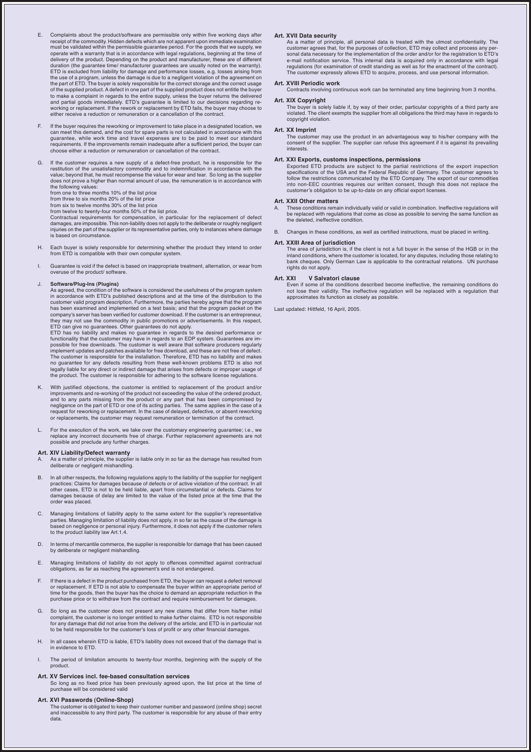E. Complaints about the product/software are permissible only within five working days after receipt of the commodity. Hidden defects which are not apparent upon immediate examination must be validated within the permissible guarantee period. For the goods that we supply, we operate with a warranty that is in accordance with legal regulations, beginning at the time of delivery of the product. Depending on the product and manufacturer, these are of different duration (the guarantee time/ manufacturer guarantees are usually noted on the warranty). ETD is excluded from liability for damage and performance losses, e.g. losses arising from the use of a program, unless the damage is due to a negligent violation of the agreement on the part of ETD. The buyer is solely responsible for the correct storage and the correct usage of the supplied product. A defect in one part of the supplied product does not entitle the buyer to make a complaint in regards to the entire supply, unless the buyer returns the delivered and partial goods immediately. ETD's guarantee is limited to our decisions regarding re-working or replacement. If the rework or replacement by ETD fails, the buyer may choose to either receive a reduction or remuneration or a cancellation of the contract.

F. If the buyer requires the reworking or improvement to take place in a designated location, we can meet this demand, and the cost for spare parts is not calculated in accordance with this guarantee, while work time and travel expenses are to be paid to meet our standard requirements. If the improvements remain inadequate after a sufficient period, the buyer can choose either a reduction or remuneration or cancellation of the contract.

G. If the customer requires a new supply of a defect-free product, he is responsible for the restitution of the unsatisfactory commodity and to indemnification in accordance with the value; beyond that, he must recompense the value for wear and tear. So long as the supplier does not prove a higher than normal amount of use, the remuneration is in accordance with the following values:
from one to three months 10% of the list price
from three to six months 20% of the list price
from six to twelve months 30% of the list price
from twelve to twenty-four months 50% of the list price.
Contractual requirements for compensation, in particular for the replacement of defect damages, are impossible. This non-liability does not apply to the deliberate or roughly negligent injuries on the part of the supplier or its representative parties, only to instances where damage is based on circumstance.

H. Each buyer is solely responsible for determining whether the product they intend to order from ETD is compatible with their own computer system.

I. Guarantee is void if the defect is based on inappropriate treatment, alternation, or wear from overuse of the product/ software.

J. **Software/Plug-Ins (Plugins)**
As agreed, the condition of the software is considered the usefulness of the program system in accordance with ETD's published descriptions and at the time of the distribution to the customer valid program description. Furthermore, the parties hereby agree that the program has been examined and implemented on a test basis; and that the program packet on the company's server has been verified for customer download. If the customer is an entrepreneur, they may not use the commodity in public promotions or advertisements. In this respect, ETD can give no guarantees. Other guarantees do not apply.
ETD has no liability and makes no guarantee in regards to the desired performance or functionality that the customer may have in regards to an EDP system. Guarantees are impossible for free downloads. The customer is well aware that software producers regularly implement updates and patches available for free download, and these are not free of defect. The customer is responsible for the installation. Therefore, ETD has no liability and makes no guarantee for any defects resulting from these well-known problems ETD is also not legally liable for any direct or indirect damage that arises from defects or improper usage of the product. The customer is responsible for adhering to the software license regulations.

K. With justified objections, the customer is entitled to replacement of the product and/or improvements and re-working of the product not exceeding the value of the ordered product, and to any parts missing from the product or any part that has been compromised by negligence on the part of ETD or one of its acting parties. The same applies in the case of a request for reworking or replacement. In the case of delayed, defective, or absent reworking or replacements, the customer may request remuneration or termination of the contract.

L. For the execution of the work, we take over the customary engineering guarantee; i.e., we replace any incorrect documents free of charge. Further replacement agreements are not possible and preclude any further charges.

### Art. XIV Liability/Defect warranty

A. As a matter of principle, the supplier is liable only in so far as the damage has resulted from deliberate or negligent mishandling.

B. In all other respects, the following regulations apply to the liability of the supplier for negligent practices: Claims for damages because of defects or of active violation of the contract. In all other cases, ETD is not to be held liable, apart from circumstantial or defects. Claims for damages because of delay are limited to the value of the listed price at the time that the order was placed.

C. Managing limitations of liability apply to the same extent for the supplier's representative parties. Managing limitation of liability does not apply, in so far as the cause of the damage is based on negligence or personal injury. Furthermore, it does not apply if the customer refers to the product liability law Art.1.4.

D. In terms of mercantile commerce, the supplier is responsible for damage that has been caused by deliberate or negligent mishandling.

E. Managing limitations of liability do not apply to offences committed against contractual obligations, as far as reaching the agreement's end is not endangered.

F. If there is a defect in the product purchased from ETD, the buyer can request a defect removal or replacement. If ETD is not able to compensate the buyer within an appropriate period of time for the goods, then the buyer has the choice to demand an appropriate reduction in the purchase price or to withdraw from the contract and require reimbursement for damages.

G. So long as the customer does not present any new claims that differ from his/her initial complaint, the customer is no longer entitled to make further claims. ETD is not responsible for any damage that did not arise from the delivery of the article; and ETD is in particular not to be held responsible for the customer's loss of profit or any other financial damages.

H. In all cases wherein ETD is liable, ETD's liability does not exceed that of the damage that is in evidence to ETD.

I. The period of limitation amounts to twenty-four months, beginning with the supply of the product.

### Art. XV Services incl. fee-based consultation services

So long as no fixed price has been previously agreed upon, the list price at the time of purchase will be considered valid

### Art. XVI Passwords (Online-Shop)

The customer is obligated to keep their customer number and password (online shop) secret and inaccessible to any third party. The customer is responsible for any abuse of their entry data.

### Art. XVII Data security

As a matter of principle, all personal data is treated with the utmost confidentiality. The customer agrees that, for the purposes of collection, ETD may collect and process any personal data necessary for the implementation of the order and/or for the registration to ETD's e-mail notification service. This internal data is acquired only in accordance with legal regulations (for examination of credit standing as well as for the enactment of the contract). The customer expressly allows ETD to acquire, process, and use personal information.

### Art. XVIII Periodic work

Contracts involving continuous work can be terminated any time beginning from 3 months.

### Art. XIX Copyright

The buyer is solely liable if, by way of their order, particular copyrights of a third party are violated. The client exempts the supplier from all obligations the third may have in regards to copyright violation.

### Art. XX Imprint

The customer may use the product in an advantageous way to his/her company with the consent of the supplier. The supplier can refuse this agreement if it is against its prevailing interests.

### Art. XXI Exports, customs inspections, permissions

Exported ETD products are subject to the partial restrictions of the export inspection specifications of the USA and the Federal Republic of Germany. The customer agrees to follow the restrictions communicated by the ETD Company. The export of our commodities into non-EEC countries requires our written consent, though this does not replace the customer's obligation to be up-to-date on any official export licenses.

### Art. XXII Other matters

A. These conditions remain individually valid or valid in combination. Ineffective regulations will be replaced with regulations that come as close as possible to serving the same function as the deleted, ineffective condition.

B. Changes in these conditions, as well as certified instructions, must be placed in writing.

### Art. XXIII Area of jurisdiction

The area of jurisdiction is, if the client is not a full buyer in the sense of the HGB or in the inland conditions, where the customer is located, for any disputes, including those relating to bank cheques. Only German Law is applicable to the contractual relations. UN purchase rights do not apply.

### Art. XXI V Salvatori clause

Even if some of the conditions described become ineffective, the remaining conditions do not lose their validity. The ineffective regulation will be replaced with a regulation that approximates its function as closely as possible.

Last updated: Hittfeld, 16 April, 2005.